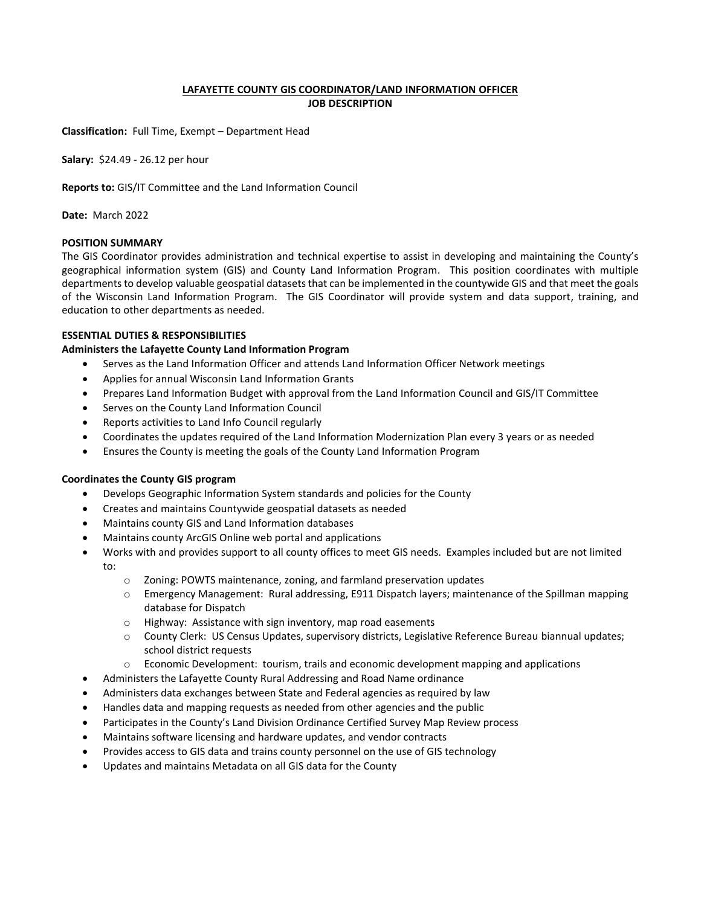# LAFAYETTE COUNTY GIS COORDINATOR/LAND INFORMATION OFFICER
## JOB DESCRIPTION

**Classification:** Full Time, Exempt – Department Head

**Salary:** $24.49 - 26.12 per hour

**Reports to:** GIS/IT Committee and the Land Information Council

**Date:** March 2022

**POSITION SUMMARY**

The GIS Coordinator provides administration and technical expertise to assist in developing and maintaining the County's geographical information system (GIS) and County Land Information Program. This position coordinates with multiple departments to develop valuable geospatial datasets that can be implemented in the countywide GIS and that meet the goals of the Wisconsin Land Information Program. The GIS Coordinator will provide system and data support, training, and education to other departments as needed.

**ESSENTIAL DUTIES & RESPONSIBILITIES**

**Administers the Lafayette County Land Information Program**

- Serves as the Land Information Officer and attends Land Information Officer Network meetings
- Applies for annual Wisconsin Land Information Grants
- Prepares Land Information Budget with approval from the Land Information Council and GIS/IT Committee
- Serves on the County Land Information Council
- Reports activities to Land Info Council regularly
- Coordinates the updates required of the Land Information Modernization Plan every 3 years or as needed
- Ensures the County is meeting the goals of the County Land Information Program

**Coordinates the County GIS program**

- Develops Geographic Information System standards and policies for the County
- Creates and maintains Countywide geospatial datasets as needed
- Maintains county GIS and Land Information databases
- Maintains county ArcGIS Online web portal and applications
- Works with and provides support to all county offices to meet GIS needs. Examples included but are not limited to:
  - Zoning: POWTS maintenance, zoning, and farmland preservation updates
  - Emergency Management: Rural addressing, E911 Dispatch layers; maintenance of the Spillman mapping database for Dispatch
  - Highway: Assistance with sign inventory, map road easements
  - County Clerk: US Census Updates, supervisory districts, Legislative Reference Bureau biannual updates; school district requests
  - Economic Development: tourism, trails and economic development mapping and applications
- Administers the Lafayette County Rural Addressing and Road Name ordinance
- Administers data exchanges between State and Federal agencies as required by law
- Handles data and mapping requests as needed from other agencies and the public
- Participates in the County's Land Division Ordinance Certified Survey Map Review process
- Maintains software licensing and hardware updates, and vendor contracts
- Provides access to GIS data and trains county personnel on the use of GIS technology
- Updates and maintains Metadata on all GIS data for the County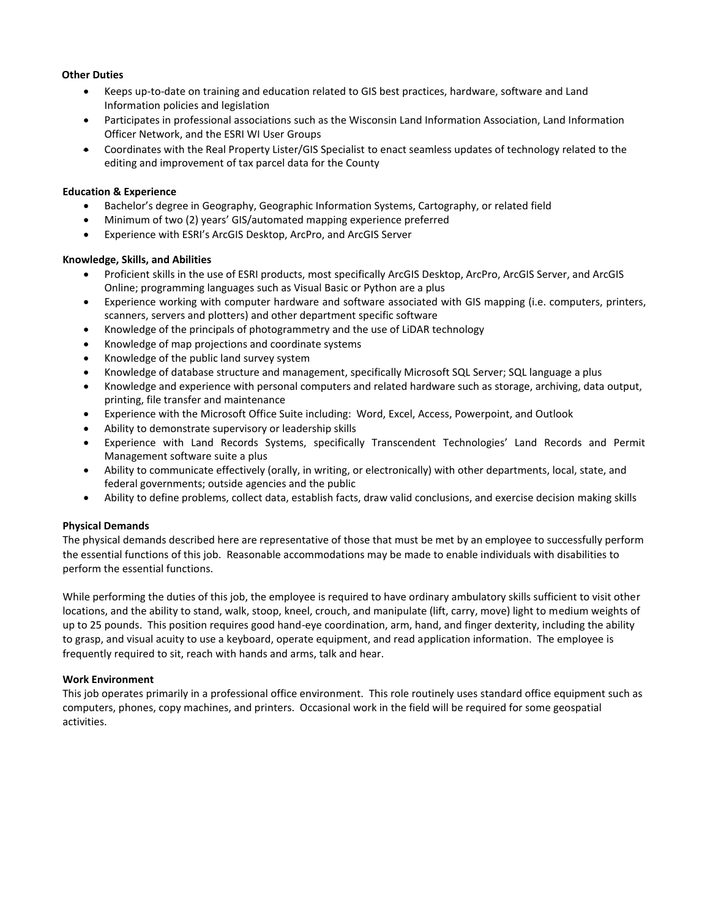**Other Duties**

- Keeps up-to-date on training and education related to GIS best practices, hardware, software and Land Information policies and legislation
- Participates in professional associations such as the Wisconsin Land Information Association, Land Information Officer Network, and the ESRI WI User Groups
- Coordinates with the Real Property Lister/GIS Specialist to enact seamless updates of technology related to the editing and improvement of tax parcel data for the County

**Education & Experience**

- Bachelor's degree in Geography, Geographic Information Systems, Cartography, or related field
- Minimum of two (2) years' GIS/automated mapping experience preferred
- Experience with ESRI's ArcGIS Desktop, ArcPro, and ArcGIS Server

**Knowledge, Skills, and Abilities**

- Proficient skills in the use of ESRI products, most specifically ArcGIS Desktop, ArcPro, ArcGIS Server, and ArcGIS Online; programming languages such as Visual Basic or Python are a plus
- Experience working with computer hardware and software associated with GIS mapping (i.e. computers, printers, scanners, servers and plotters) and other department specific software
- Knowledge of the principals of photogrammetry and the use of LiDAR technology
- Knowledge of map projections and coordinate systems
- Knowledge of the public land survey system
- Knowledge of database structure and management, specifically Microsoft SQL Server; SQL language a plus
- Knowledge and experience with personal computers and related hardware such as storage, archiving, data output, printing, file transfer and maintenance
- Experience with the Microsoft Office Suite including: Word, Excel, Access, Powerpoint, and Outlook
- Ability to demonstrate supervisory or leadership skills
- Experience with Land Records Systems, specifically Transcendent Technologies' Land Records and Permit Management software suite a plus
- Ability to communicate effectively (orally, in writing, or electronically) with other departments, local, state, and federal governments; outside agencies and the public
- Ability to define problems, collect data, establish facts, draw valid conclusions, and exercise decision making skills

**Physical Demands**

The physical demands described here are representative of those that must be met by an employee to successfully perform the essential functions of this job. Reasonable accommodations may be made to enable individuals with disabilities to perform the essential functions.

While performing the duties of this job, the employee is required to have ordinary ambulatory skills sufficient to visit other locations, and the ability to stand, walk, stoop, kneel, crouch, and manipulate (lift, carry, move) light to medium weights of up to 25 pounds. This position requires good hand-eye coordination, arm, hand, and finger dexterity, including the ability to grasp, and visual acuity to use a keyboard, operate equipment, and read application information. The employee is frequently required to sit, reach with hands and arms, talk and hear.

**Work Environment**

This job operates primarily in a professional office environment. This role routinely uses standard office equipment such as computers, phones, copy machines, and printers. Occasional work in the field will be required for some geospatial activities.